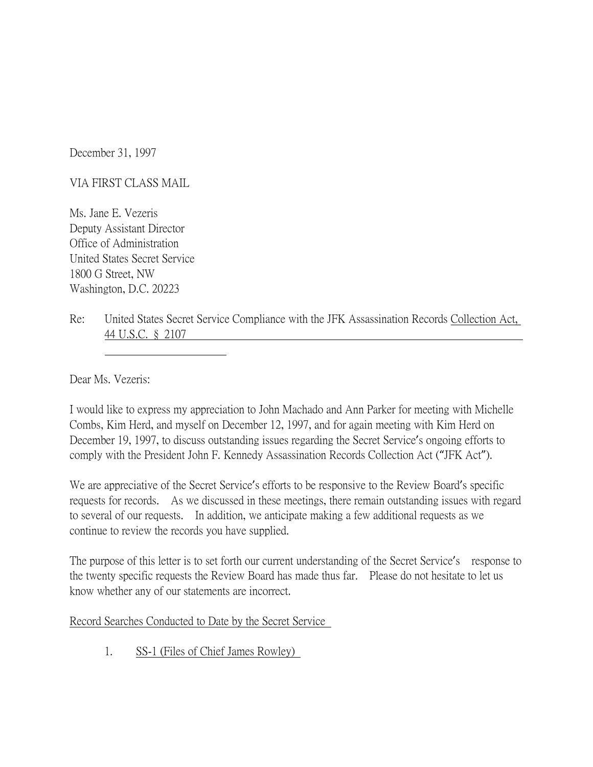December 31, 1997

VIA FIRST CLASS MAIL

Ms. Jane E. Vezeris
Deputy Assistant Director
Office of Administration
United States Secret Service
1800 G Street, NW
Washington, D.C. 20223

Re: United States Secret Service Compliance with the JFK Assassination Records Collection Act, 44 U.S.C. § 2107

Dear Ms. Vezeris:

I would like to express my appreciation to John Machado and Ann Parker for meeting with Michelle Combs, Kim Herd, and myself on December 12, 1997, and for again meeting with Kim Herd on December 19, 1997, to discuss outstanding issues regarding the Secret Service's ongoing efforts to comply with the President John F. Kennedy Assassination Records Collection Act ("JFK Act").

We are appreciative of the Secret Service's efforts to be responsive to the Review Board's specific requests for records. As we discussed in these meetings, there remain outstanding issues with regard to several of our requests. In addition, we anticipate making a few additional requests as we continue to review the records you have supplied.

The purpose of this letter is to set forth our current understanding of the Secret Service's response to the twenty specific requests the Review Board has made thus far. Please do not hesitate to let us know whether any of our statements are incorrect.

Record Searches Conducted to Date by the Secret Service

1. SS-1 (Files of Chief James Rowley)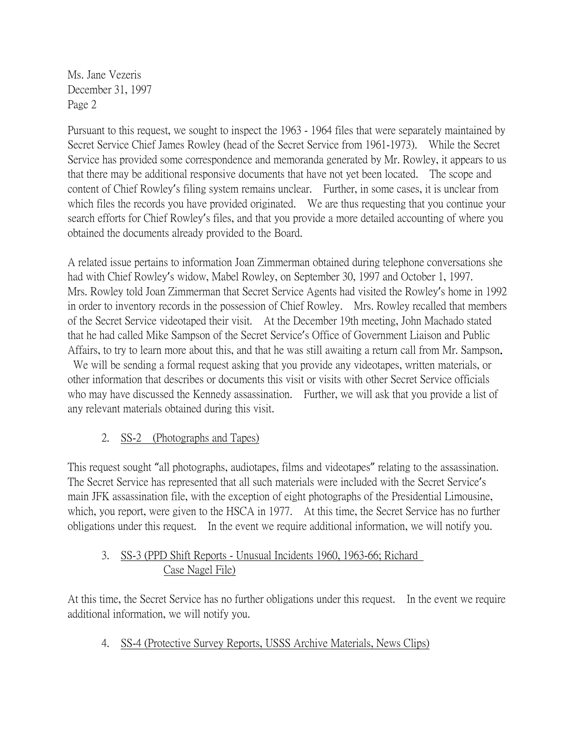Ms. Jane Vezeris
December 31, 1997
Page 2

Pursuant to this request, we sought to inspect the 1963 - 1964 files that were separately maintained by Secret Service Chief James Rowley (head of the Secret Service from 1961-1973). While the Secret Service has provided some correspondence and memoranda generated by Mr. Rowley, it appears to us that there may be additional responsive documents that have not yet been located. The scope and content of Chief Rowley's filing system remains unclear. Further, in some cases, it is unclear from which files the records you have provided originated. We are thus requesting that you continue your search efforts for Chief Rowley's files, and that you provide a more detailed accounting of where you obtained the documents already provided to the Board.

A related issue pertains to information Joan Zimmerman obtained during telephone conversations she had with Chief Rowley's widow, Mabel Rowley, on September 30, 1997 and October 1, 1997. Mrs. Rowley told Joan Zimmerman that Secret Service Agents had visited the Rowley's home in 1992 in order to inventory records in the possession of Chief Rowley. Mrs. Rowley recalled that members of the Secret Service videotaped their visit. At the December 19th meeting, John Machado stated that he had called Mike Sampson of the Secret Service's Office of Government Liaison and Public Affairs, to try to learn more about this, and that he was still awaiting a return call from Mr. Sampson. We will be sending a formal request asking that you provide any videotapes, written materials, or other information that describes or documents this visit or visits with other Secret Service officials who may have discussed the Kennedy assassination. Further, we will ask that you provide a list of any relevant materials obtained during this visit.

2. SS-2 (Photographs and Tapes)

This request sought "all photographs, audiotapes, films and videotapes" relating to the assassination. The Secret Service has represented that all such materials were included with the Secret Service's main JFK assassination file, with the exception of eight photographs of the Presidential Limousine, which, you report, were given to the HSCA in 1977. At this time, the Secret Service has no further obligations under this request. In the event we require additional information, we will notify you.

3. SS-3 (PPD Shift Reports - Unusual Incidents 1960, 1963-66; Richard Case Nagel File)

At this time, the Secret Service has no further obligations under this request. In the event we require additional information, we will notify you.

4. SS-4 (Protective Survey Reports, USSS Archive Materials, News Clips)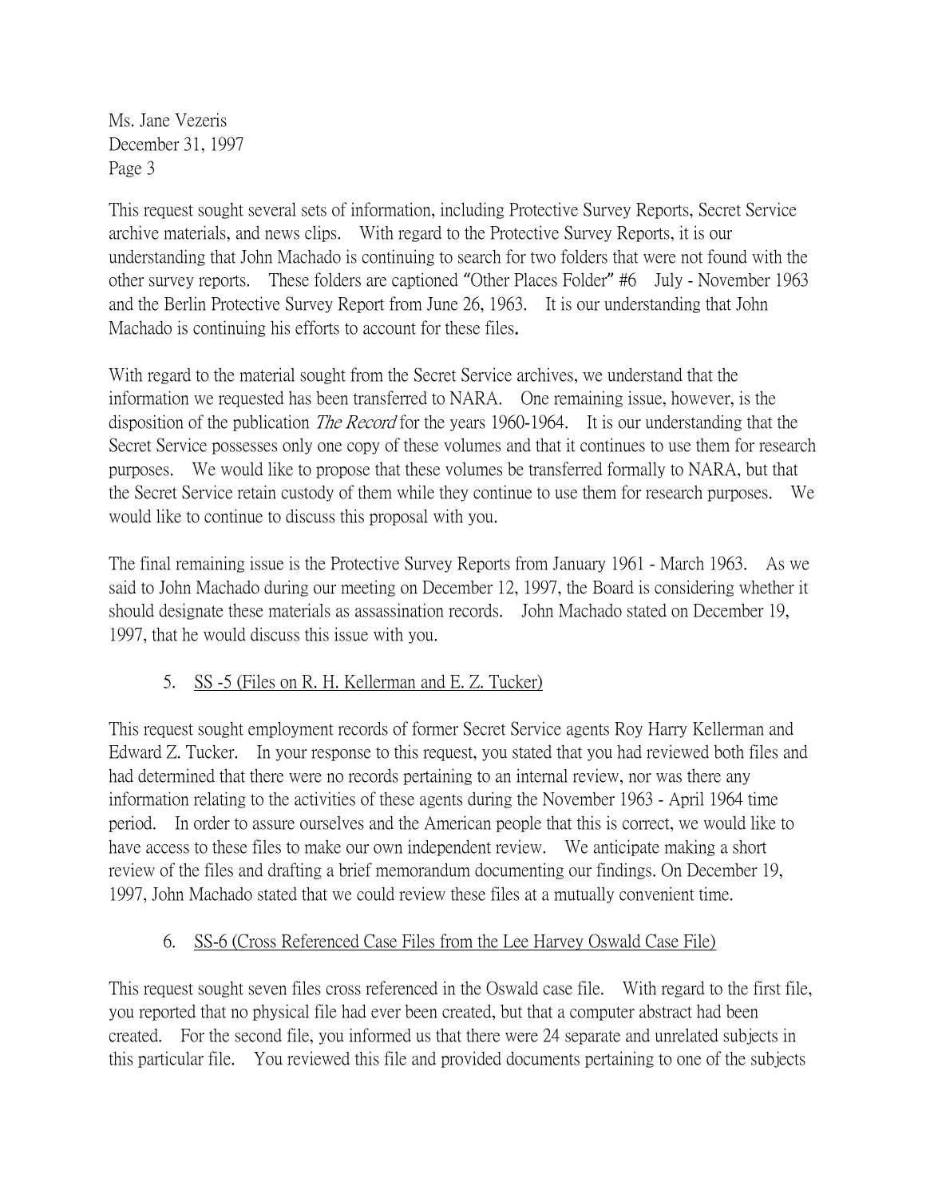Ms. Jane Vezeris
December 31, 1997
Page 3

This request sought several sets of information, including Protective Survey Reports, Secret Service archive materials, and news clips. With regard to the Protective Survey Reports, it is our understanding that John Machado is continuing to search for two folders that were not found with the other survey reports. These folders are captioned "Other Places Folder" #6 July - November 1963 and the Berlin Protective Survey Report from June 26, 1963. It is our understanding that John Machado is continuing his efforts to account for these files.

With regard to the material sought from the Secret Service archives, we understand that the information we requested has been transferred to NARA. One remaining issue, however, is the disposition of the publication *The Record* for the years 1960-1964. It is our understanding that the Secret Service possesses only one copy of these volumes and that it continues to use them for research purposes. We would like to propose that these volumes be transferred formally to NARA, but that the Secret Service retain custody of them while they continue to use them for research purposes. We would like to continue to discuss this proposal with you.

The final remaining issue is the Protective Survey Reports from January 1961 - March 1963. As we said to John Machado during our meeting on December 12, 1997, the Board is considering whether it should designate these materials as assassination records. John Machado stated on December 19, 1997, that he would discuss this issue with you.

5. <u>SS -5 (Files on R. H. Kellerman and E. Z. Tucker)</u>

This request sought employment records of former Secret Service agents Roy Harry Kellerman and Edward Z. Tucker. In your response to this request, you stated that you had reviewed both files and had determined that there were no records pertaining to an internal review, nor was there any information relating to the activities of these agents during the November 1963 - April 1964 time period. In order to assure ourselves and the American people that this is correct, we would like to have access to these files to make our own independent review. We anticipate making a short review of the files and drafting a brief memorandum documenting our findings. On December 19, 1997, John Machado stated that we could review these files at a mutually convenient time.

6. <u>SS-6 (Cross Referenced Case Files from the Lee Harvey Oswald Case File)</u>

This request sought seven files cross referenced in the Oswald case file. With regard to the first file, you reported that no physical file had ever been created, but that a computer abstract had been created. For the second file, you informed us that there were 24 separate and unrelated subjects in this particular file. You reviewed this file and provided documents pertaining to one of the subjects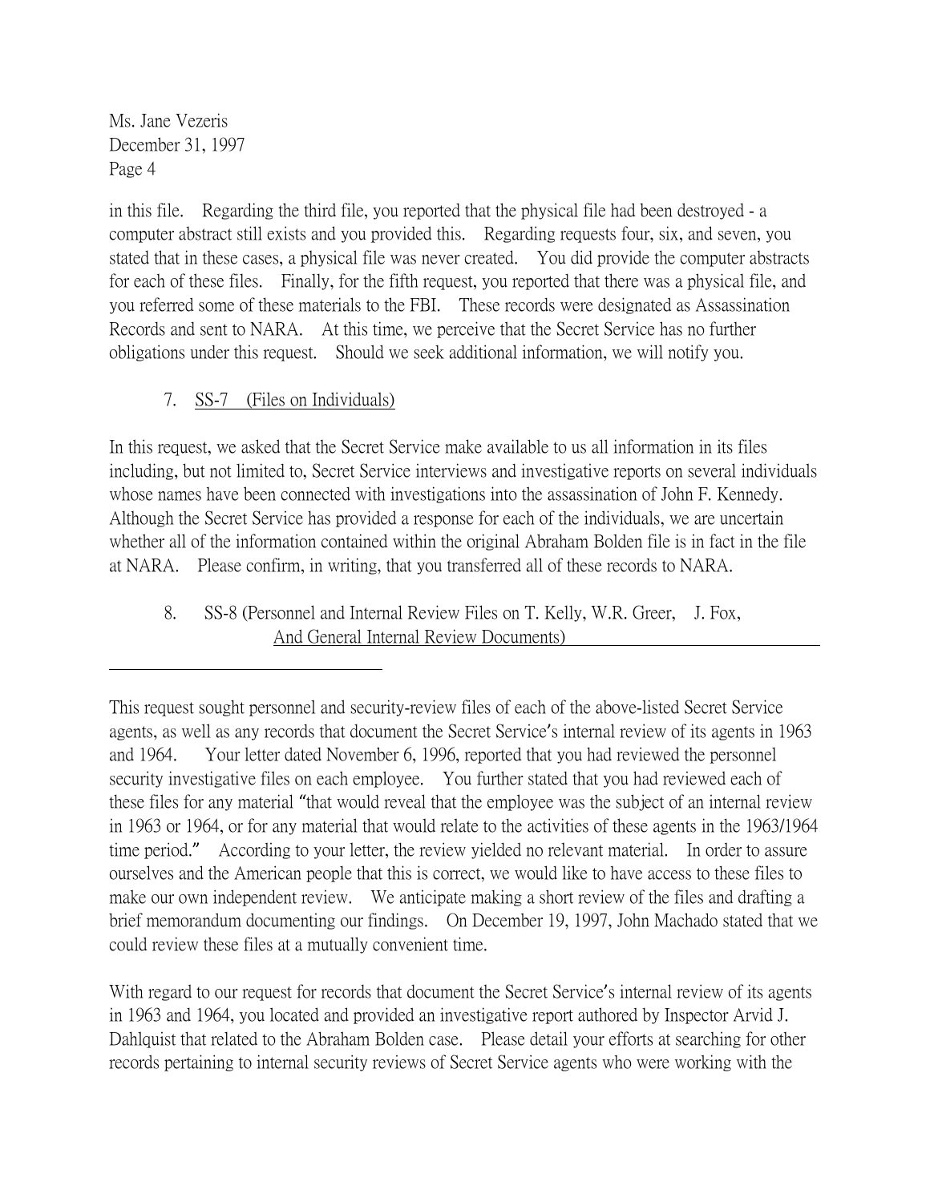in this file. Regarding the third file, you reported that the physical file had been destroyed - a computer abstract still exists and you provided this. Regarding requests four, six, and seven, you stated that in these cases, a physical file was never created. You did provide the computer abstracts for each of these files. Finally, for the fifth request, you reported that there was a physical file, and you referred some of these materials to the FBI. These records were designated as Assassination Records and sent to NARA. At this time, we perceive that the Secret Service has no further obligations under this request. Should we seek additional information, we will notify you.

7. <u>SS-7 (Files on Individuals)</u>

In this request, we asked that the Secret Service make available to us all information in its files including, but not limited to, Secret Service interviews and investigative reports on several individuals whose names have been connected with investigations into the assassination of John F. Kennedy. Although the Secret Service has provided a response for each of the individuals, we are uncertain whether all of the information contained within the original Abraham Bolden file is in fact in the file at NARA. Please confirm, in writing, that you transferred all of these records to NARA.

8. <u>SS-8 (Personnel and Internal Review Files on T. Kelly, W.R. Greer, J. Fox, And General Internal Review Documents)</u>

---

This request sought personnel and security-review files of each of the above-listed Secret Service agents, as well as any records that document the Secret Service's internal review of its agents in 1963 and 1964. Your letter dated November 6, 1996, reported that you had reviewed the personnel security investigative files on each employee. You further stated that you had reviewed each of these files for any material "that would reveal that the employee was the subject of an internal review in 1963 or 1964, or for any material that would relate to the activities of these agents in the 1963/1964 time period." According to your letter, the review yielded no relevant material. In order to assure ourselves and the American people that this is correct, we would like to have access to these files to make our own independent review. We anticipate making a short review of the files and drafting a brief memorandum documenting our findings. On December 19, 1997, John Machado stated that we could review these files at a mutually convenient time.

With regard to our request for records that document the Secret Service's internal review of its agents in 1963 and 1964, you located and provided an investigative report authored by Inspector Arvid J. Dahlquist that related to the Abraham Bolden case. Please detail your efforts at searching for other records pertaining to internal security reviews of Secret Service agents who were working with the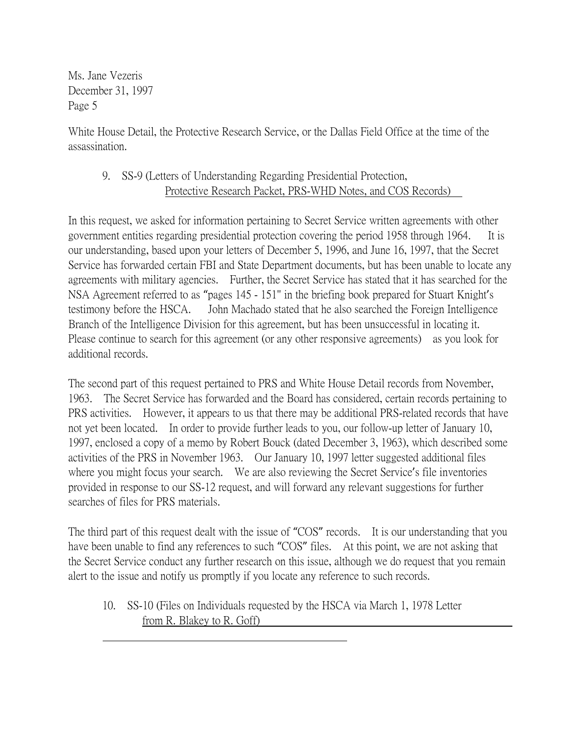White House Detail, the Protective Research Service, or the Dallas Field Office at the time of the assassination.

9. SS-9 (Letters of Understanding Regarding Presidential Protection, Protective Research Packet, PRS-WHD Notes, and COS Records)

In this request, we asked for information pertaining to Secret Service written agreements with other government entities regarding presidential protection covering the period 1958 through 1964. It is our understanding, based upon your letters of December 5, 1996, and June 16, 1997, that the Secret Service has forwarded certain FBI and State Department documents, but has been unable to locate any agreements with military agencies. Further, the Secret Service has stated that it has searched for the NSA Agreement referred to as "pages 145 - 151" in the briefing book prepared for Stuart Knight's testimony before the HSCA. John Machado stated that he also searched the Foreign Intelligence Branch of the Intelligence Division for this agreement, but has been unsuccessful in locating it. Please continue to search for this agreement (or any other responsive agreements) as you look for additional records.

The second part of this request pertained to PRS and White House Detail records from November, 1963. The Secret Service has forwarded and the Board has considered, certain records pertaining to PRS activities. However, it appears to us that there may be additional PRS-related records that have not yet been located. In order to provide further leads to you, our follow-up letter of January 10, 1997, enclosed a copy of a memo by Robert Bouck (dated December 3, 1963), which described some activities of the PRS in November 1963. Our January 10, 1997 letter suggested additional files where you might focus your search. We are also reviewing the Secret Service's file inventories provided in response to our SS-12 request, and will forward any relevant suggestions for further searches of files for PRS materials.

The third part of this request dealt with the issue of "COS" records. It is our understanding that you have been unable to find any references to such "COS" files. At this point, we are not asking that the Secret Service conduct any further research on this issue, although we do request that you remain alert to the issue and notify us promptly if you locate any reference to such records.

10. SS-10 (Files on Individuals requested by the HSCA via March 1, 1978 Letter from R. Blakey to R. Goff)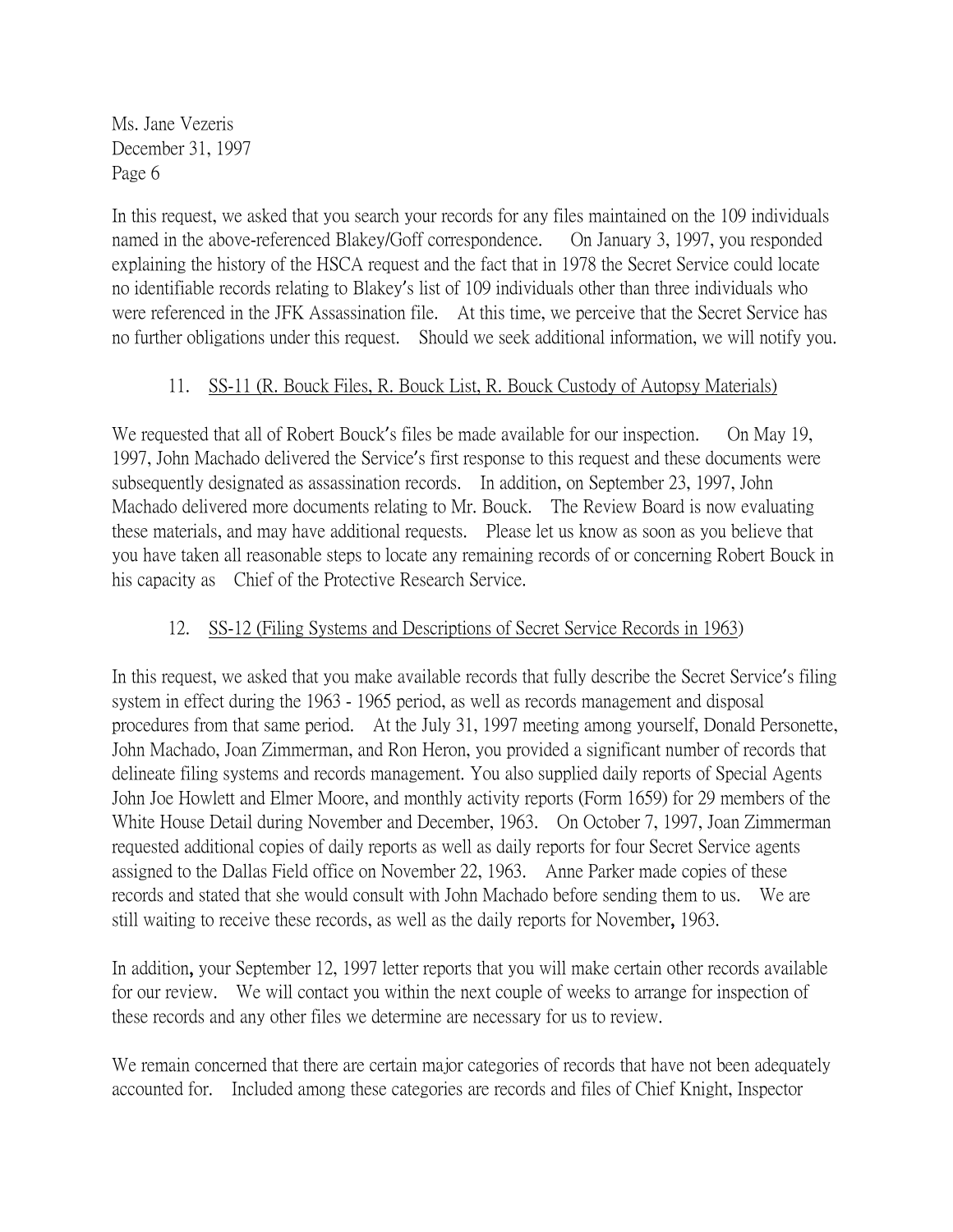Ms. Jane Vezeris
December 31, 1997
Page 6

In this request, we asked that you search your records for any files maintained on the 109 individuals named in the above-referenced Blakey/Goff correspondence. On January 3, 1997, you responded explaining the history of the HSCA request and the fact that in 1978 the Secret Service could locate no identifiable records relating to Blakey's list of 109 individuals other than three individuals who were referenced in the JFK Assassination file. At this time, we perceive that the Secret Service has no further obligations under this request. Should we seek additional information, we will notify you.

11. SS-11 (R. Bouck Files, R. Bouck List, R. Bouck Custody of Autopsy Materials)

We requested that all of Robert Bouck's files be made available for our inspection. On May 19, 1997, John Machado delivered the Service's first response to this request and these documents were subsequently designated as assassination records. In addition, on September 23, 1997, John Machado delivered more documents relating to Mr. Bouck. The Review Board is now evaluating these materials, and may have additional requests. Please let us know as soon as you believe that you have taken all reasonable steps to locate any remaining records of or concerning Robert Bouck in his capacity as Chief of the Protective Research Service.

12. SS-12 (Filing Systems and Descriptions of Secret Service Records in 1963)

In this request, we asked that you make available records that fully describe the Secret Service's filing system in effect during the 1963 - 1965 period, as well as records management and disposal procedures from that same period. At the July 31, 1997 meeting among yourself, Donald Personette, John Machado, Joan Zimmerman, and Ron Heron, you provided a significant number of records that delineate filing systems and records management. You also supplied daily reports of Special Agents John Joe Howlett and Elmer Moore, and monthly activity reports (Form 1659) for 29 members of the White House Detail during November and December, 1963. On October 7, 1997, Joan Zimmerman requested additional copies of daily reports as well as daily reports for four Secret Service agents assigned to the Dallas Field office on November 22, 1963. Anne Parker made copies of these records and stated that she would consult with John Machado before sending them to us. We are still waiting to receive these records, as well as the daily reports for November, 1963.

In addition, your September 12, 1997 letter reports that you will make certain other records available for our review. We will contact you within the next couple of weeks to arrange for inspection of these records and any other files we determine are necessary for us to review.

We remain concerned that there are certain major categories of records that have not been adequately accounted for. Included among these categories are records and files of Chief Knight, Inspector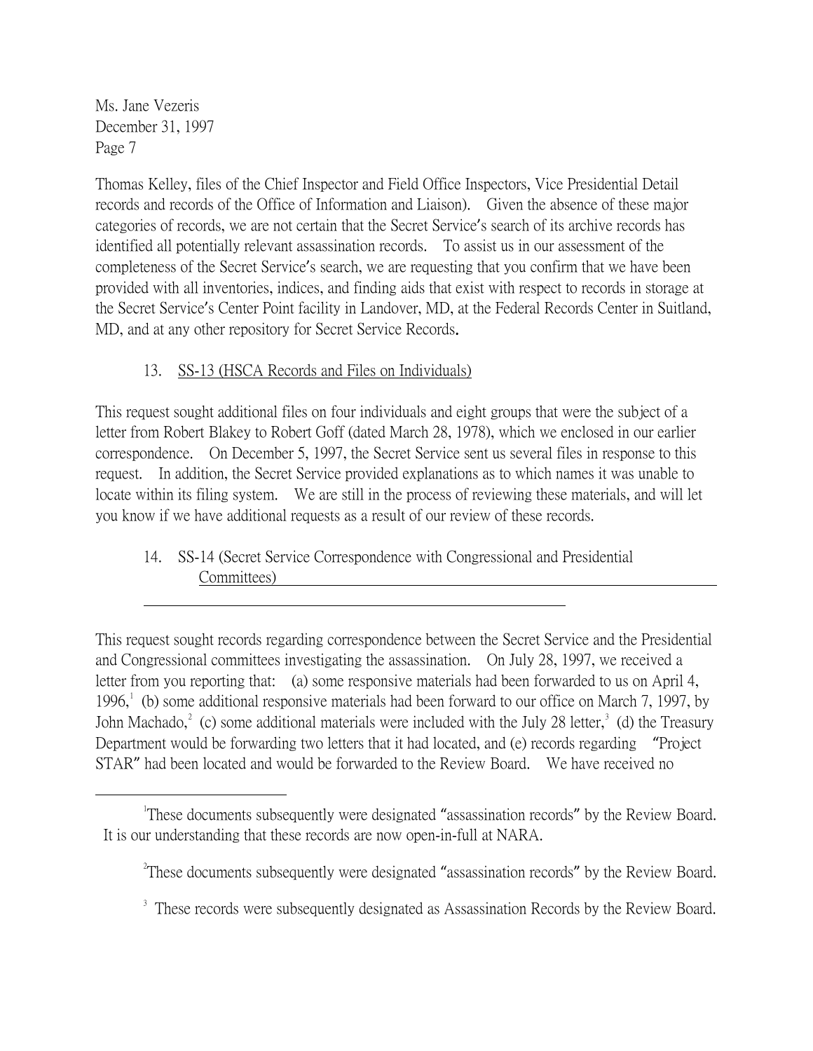Thomas Kelley, files of the Chief Inspector and Field Office Inspectors, Vice Presidential Detail records and records of the Office of Information and Liaison). Given the absence of these major categories of records, we are not certain that the Secret Service's search of its archive records has identified all potentially relevant assassination records. To assist us in our assessment of the completeness of the Secret Service's search, we are requesting that you confirm that we have been provided with all inventories, indices, and finding aids that exist with respect to records in storage at the Secret Service's Center Point facility in Landover, MD, at the Federal Records Center in Suitland, MD, and at any other repository for Secret Service Records.

13. SS-13 (HSCA Records and Files on Individuals)

This request sought additional files on four individuals and eight groups that were the subject of a letter from Robert Blakey to Robert Goff (dated March 28, 1978), which we enclosed in our earlier correspondence. On December 5, 1997, the Secret Service sent us several files in response to this request. In addition, the Secret Service provided explanations as to which names it was unable to locate within its filing system. We are still in the process of reviewing these materials, and will let you know if we have additional requests as a result of our review of these records.

14. SS-14 (Secret Service Correspondence with Congressional and Presidential Committees)

This request sought records regarding correspondence between the Secret Service and the Presidential and Congressional committees investigating the assassination. On July 28, 1997, we received a letter from you reporting that: (a) some responsive materials had been forwarded to us on April 4, 1996,[1] (b) some additional responsive materials had been forward to our office on March 7, 1997, by John Machado,[2] (c) some additional materials were included with the July 28 letter,[3] (d) the Treasury Department would be forwarding two letters that it had located, and (e) records regarding "Project STAR" had been located and would be forwarded to the Review Board. We have received no

---

[1] These documents subsequently were designated "assassination records" by the Review Board. It is our understanding that these records are now open-in-full at NARA.

[2] These documents subsequently were designated "assassination records" by the Review Board.

[3] These records were subsequently designated as Assassination Records by the Review Board.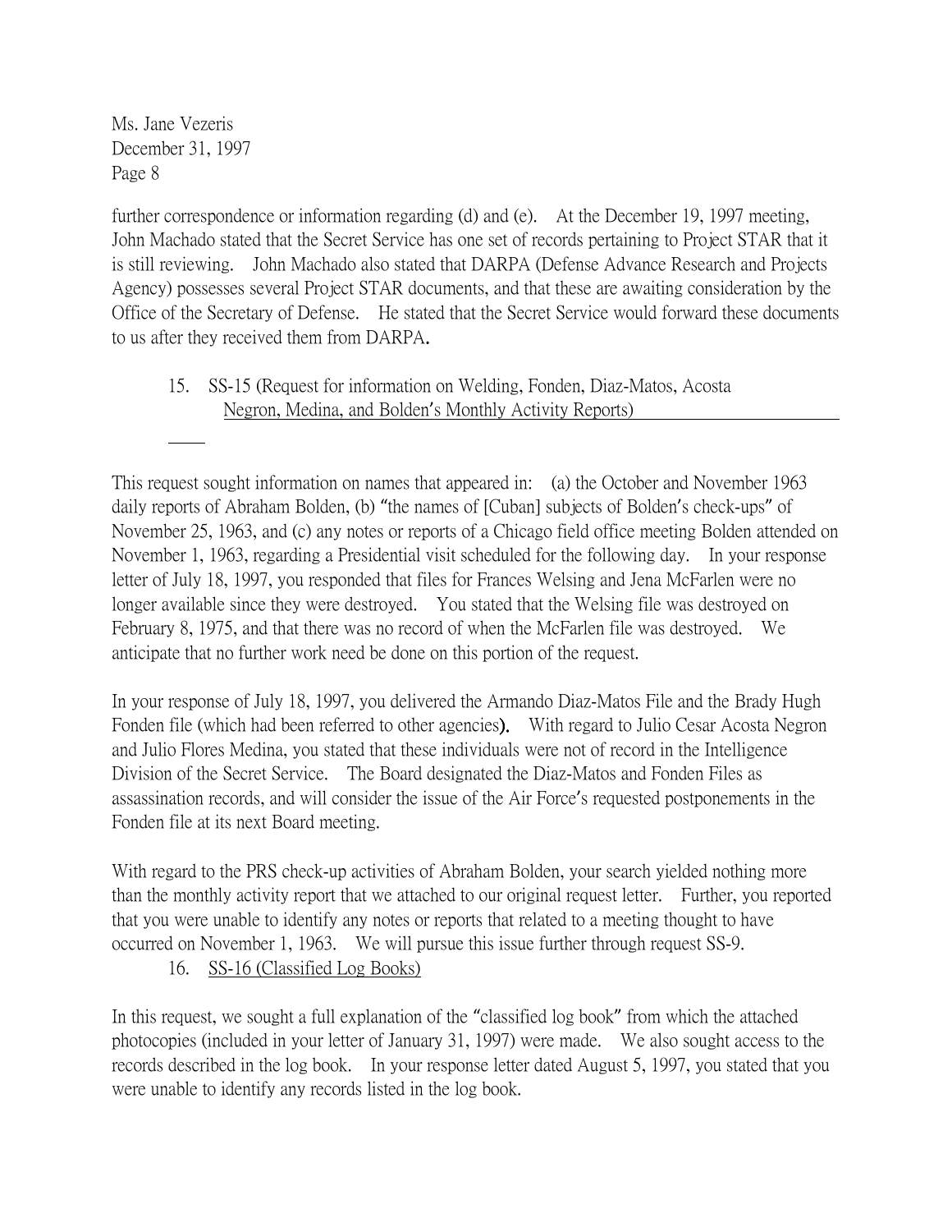Ms. Jane Vezeris
December 31, 1997
Page 8

further correspondence or information regarding (d) and (e). At the December 19, 1997 meeting, John Machado stated that the Secret Service has one set of records pertaining to Project STAR that it is still reviewing. John Machado also stated that DARPA (Defense Advance Research and Projects Agency) possesses several Project STAR documents, and that these are awaiting consideration by the Office of the Secretary of Defense. He stated that the Secret Service would forward these documents to us after they received them from DARPA.

15. SS-15 (Request for information on Welding, Fonden, Diaz-Matos, Acosta Negron, Medina, and Bolden's Monthly Activity Reports)

This request sought information on names that appeared in: (a) the October and November 1963 daily reports of Abraham Bolden, (b) "the names of [Cuban] subjects of Bolden's check-ups" of November 25, 1963, and (c) any notes or reports of a Chicago field office meeting Bolden attended on November 1, 1963, regarding a Presidential visit scheduled for the following day. In your response letter of July 18, 1997, you responded that files for Frances Welsing and Jena McFarlen were no longer available since they were destroyed. You stated that the Welsing file was destroyed on February 8, 1975, and that there was no record of when the McFarlen file was destroyed. We anticipate that no further work need be done on this portion of the request.

In your response of July 18, 1997, you delivered the Armando Diaz-Matos File and the Brady Hugh Fonden file (which had been referred to other agencies). With regard to Julio Cesar Acosta Negron and Julio Flores Medina, you stated that these individuals were not of record in the Intelligence Division of the Secret Service. The Board designated the Diaz-Matos and Fonden Files as assassination records, and will consider the issue of the Air Force's requested postponements in the Fonden file at its next Board meeting.

With regard to the PRS check-up activities of Abraham Bolden, your search yielded nothing more than the monthly activity report that we attached to our original request letter. Further, you reported that you were unable to identify any notes or reports that related to a meeting thought to have occurred on November 1, 1963. We will pursue this issue further through request SS-9.

16. SS-16 (Classified Log Books)

In this request, we sought a full explanation of the "classified log book" from which the attached photocopies (included in your letter of January 31, 1997) were made. We also sought access to the records described in the log book. In your response letter dated August 5, 1997, you stated that you were unable to identify any records listed in the log book.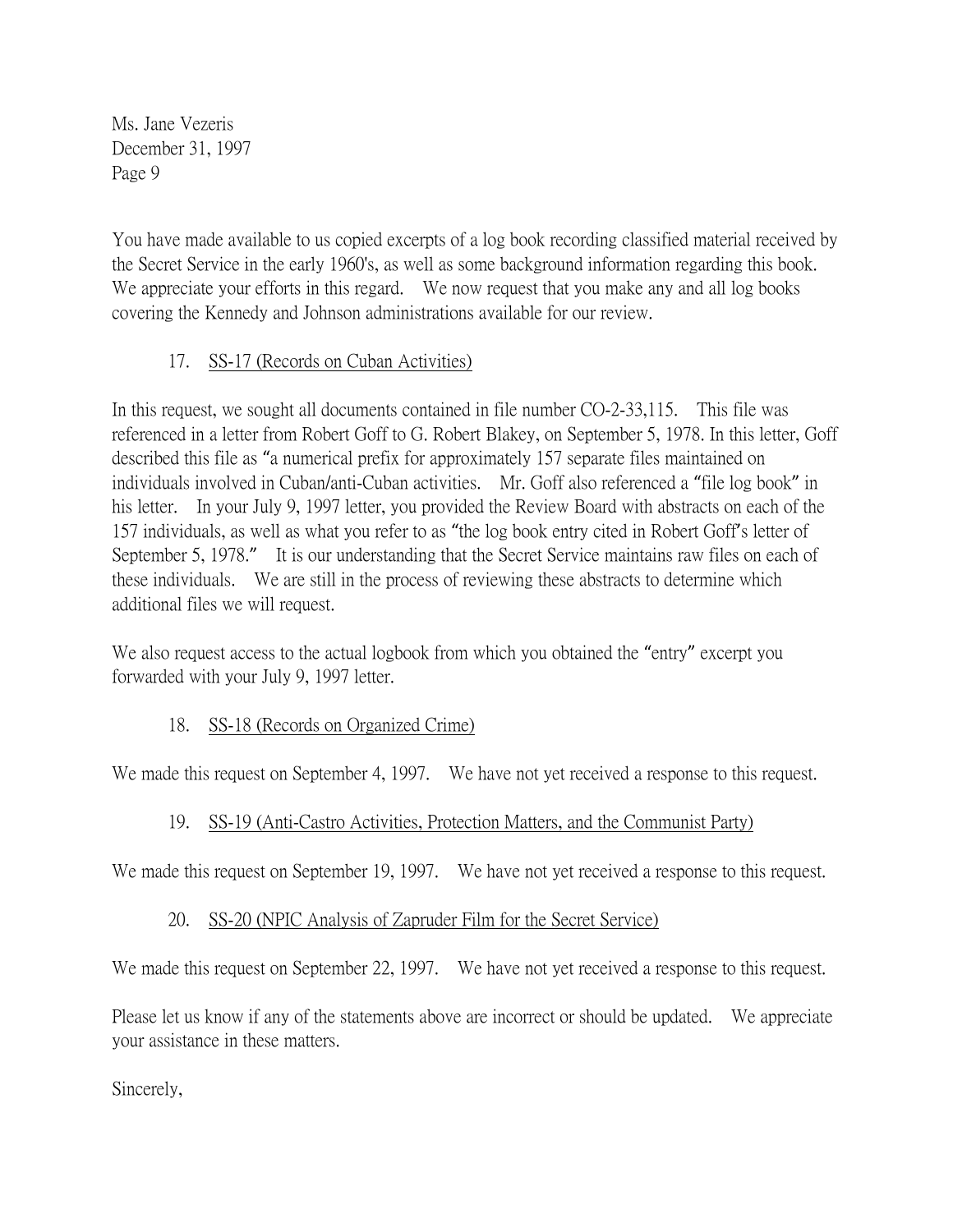Ms. Jane Vezeris
December 31, 1997

You have made available to us copied excerpts of a log book recording classified material received by the Secret Service in the early 1960's, as well as some background information regarding this book. We appreciate your efforts in this regard. We now request that you make any and all log books covering the Kennedy and Johnson administrations available for our review.

17. <u>SS-17 (Records on Cuban Activities)</u>

In this request, we sought all documents contained in file number CO-2-33,115. This file was referenced in a letter from Robert Goff to G. Robert Blakey, on September 5, 1978. In this letter, Goff described this file as "a numerical prefix for approximately 157 separate files maintained on individuals involved in Cuban/anti-Cuban activities. Mr. Goff also referenced a "file log book" in his letter. In your July 9, 1997 letter, you provided the Review Board with abstracts on each of the 157 individuals, as well as what you refer to as "the log book entry cited in Robert Goff's letter of September 5, 1978." It is our understanding that the Secret Service maintains raw files on each of these individuals. We are still in the process of reviewing these abstracts to determine which additional files we will request.

We also request access to the actual logbook from which you obtained the "entry" excerpt you forwarded with your July 9, 1997 letter.

18. <u>SS-18 (Records on Organized Crime)</u>

We made this request on September 4, 1997. We have not yet received a response to this request.

19. <u>SS-19 (Anti-Castro Activities, Protection Matters, and the Communist Party)</u>

We made this request on September 19, 1997. We have not yet received a response to this request.

20. <u>SS-20 (NPIC Analysis of Zapruder Film for the Secret Service)</u>

We made this request on September 22, 1997. We have not yet received a response to this request.

Please let us know if any of the statements above are incorrect or should be updated. We appreciate your assistance in these matters.

Sincerely,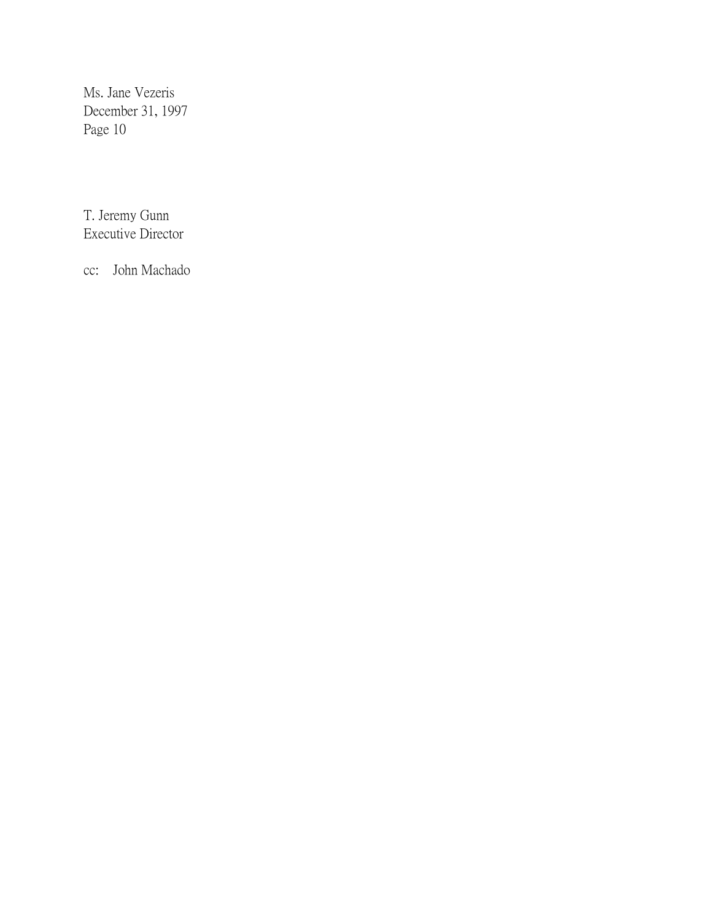T. Jeremy Gunn
Executive Director

cc: John Machado